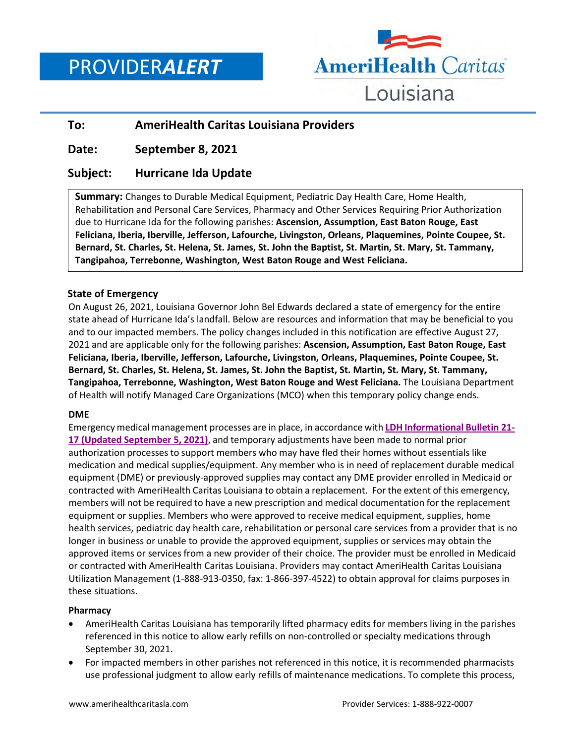# PROVIDER*ALERT*

**AmeriHealth Caritas Louisiana**

**To:** AmeriHealth Caritas Louisiana Providers

**Date:** September 8, 2021

**Subject:** Hurricane Ida Update

**Summary:** Changes to Durable Medical Equipment, Pediatric Day Health Care, Home Health, Rehabilitation and Personal Care Services, Pharmacy and Other Services Requiring Prior Authorization due to Hurricane Ida for the following parishes: **Ascension, Assumption, East Baton Rouge, East Feliciana, Iberia, Iberville, Jefferson, Lafourche, Livingston, Orleans, Plaquemines, Pointe Coupee, St. Bernard, St. Charles, St. Helena, St. James, St. John the Baptist, St. Martin, St. Mary, St. Tammany, Tangipahoa, Terrebonne, Washington, West Baton Rouge and West Feliciana.**

## State of Emergency

On August 26, 2021, Louisiana Governor John Bel Edwards declared a state of emergency for the entire state ahead of Hurricane Ida's landfall. Below are resources and information that may be beneficial to you and to our impacted members. The policy changes included in this notification are effective August 27, 2021 and are applicable only for the following parishes: **Ascension, Assumption, East Baton Rouge, East Feliciana, Iberia, Iberville, Jefferson, Lafourche, Livingston, Orleans, Plaquemines, Pointe Coupee, St. Bernard, St. Charles, St. Helena, St. James, St. John the Baptist, St. Martin, St. Mary, St. Tammany, Tangipahoa, Terrebonne, Washington, West Baton Rouge and West Feliciana.** The Louisiana Department of Health will notify Managed Care Organizations (MCO) when this temporary policy change ends.

### DME

Emergency medical management processes are in place, in accordance with **LDH Informational Bulletin 21-17 (Updated September 5, 2021)**, and temporary adjustments have been made to normal prior authorization processes to support members who may have fled their homes without essentials like medication and medical supplies/equipment. Any member who is in need of replacement durable medical equipment (DME) or previously-approved supplies may contact any DME provider enrolled in Medicaid or contracted with AmeriHealth Caritas Louisiana to obtain a replacement. For the extent of this emergency, members will not be required to have a new prescription and medical documentation for the replacement equipment or supplies. Members who were approved to receive medical equipment, supplies, home health services, pediatric day health care, rehabilitation or personal care services from a provider that is no longer in business or unable to provide the approved equipment, supplies or services may obtain the approved items or services from a new provider of their choice. The provider must be enrolled in Medicaid or contracted with AmeriHealth Caritas Louisiana. Providers may contact AmeriHealth Caritas Louisiana Utilization Management (1-888-913-0350, fax: 1-866-397-4522) to obtain approval for claims purposes in these situations.

### Pharmacy

- AmeriHealth Caritas Louisiana has temporarily lifted pharmacy edits for members living in the parishes referenced in this notice to allow early refills on non-controlled or specialty medications through September 30, 2021.
- For impacted members in other parishes not referenced in this notice, it is recommended pharmacists use professional judgment to allow early refills of maintenance medications. To complete this process,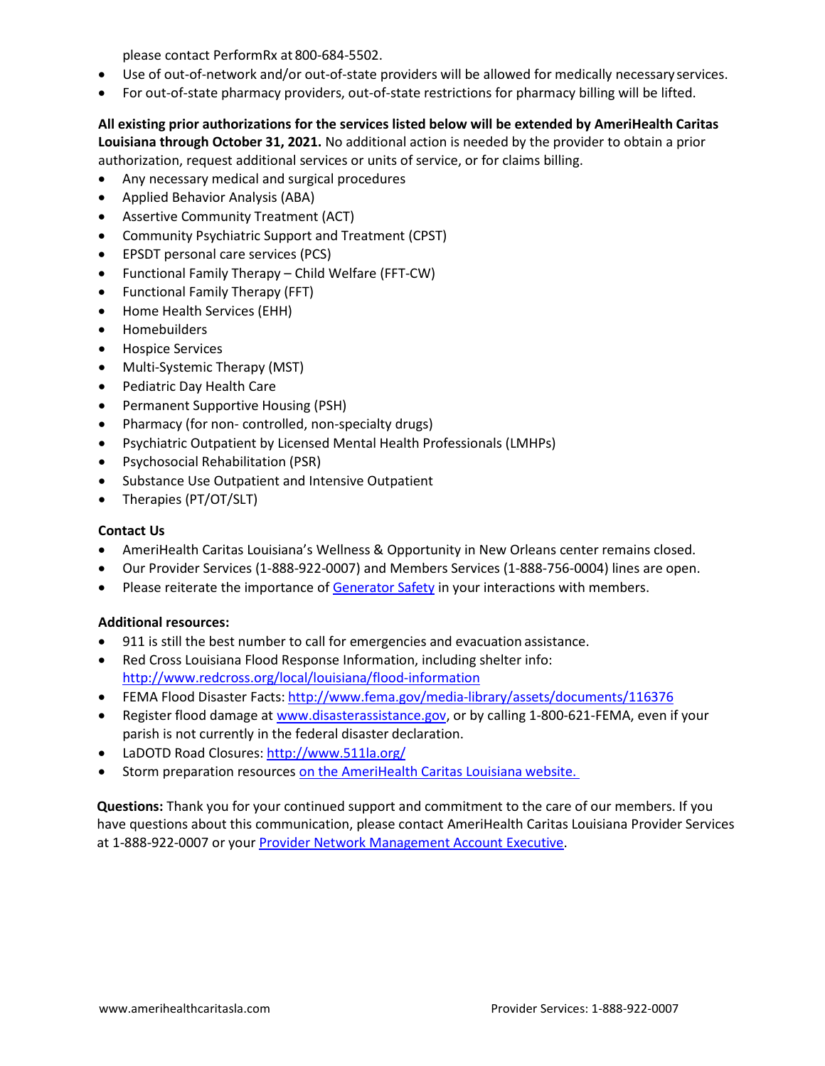please contact PerformRx at 800-684-5502.

- Use of out-of-network and/or out-of-state providers will be allowed for medically necessary services.
- For out-of-state pharmacy providers, out-of-state restrictions for pharmacy billing will be lifted.

**All existing prior authorizations for the services listed below will be extended by AmeriHealth Caritas Louisiana through October 31, 2021.** No additional action is needed by the provider to obtain a prior authorization, request additional services or units of service, or for claims billing.

- Any necessary medical and surgical procedures
- Applied Behavior Analysis (ABA)
- Assertive Community Treatment (ACT)
- Community Psychiatric Support and Treatment (CPST)
- EPSDT personal care services (PCS)
- Functional Family Therapy – Child Welfare (FFT-CW)
- Functional Family Therapy (FFT)
- Home Health Services (EHH)
- Homebuilders
- Hospice Services
- Multi-Systemic Therapy (MST)
- Pediatric Day Health Care
- Permanent Supportive Housing (PSH)
- Pharmacy (for non- controlled, non-specialty drugs)
- Psychiatric Outpatient by Licensed Mental Health Professionals (LMHPs)
- Psychosocial Rehabilitation (PSR)
- Substance Use Outpatient and Intensive Outpatient
- Therapies (PT/OT/SLT)

**Contact Us**

- AmeriHealth Caritas Louisiana's Wellness & Opportunity in New Orleans center remains closed.
- Our Provider Services (1-888-922-0007) and Members Services (1-888-756-0004) lines are open.
- Please reiterate the importance of Generator Safety in your interactions with members.

**Additional resources:**

- 911 is still the best number to call for emergencies and evacuation assistance.
- Red Cross Louisiana Flood Response Information, including shelter info: http://www.redcross.org/local/louisiana/flood-information
- FEMA Flood Disaster Facts: http://www.fema.gov/media-library/assets/documents/116376
- Register flood damage at www.disasterassistance.gov, or by calling 1-800-621-FEMA, even if your parish is not currently in the federal disaster declaration.
- LaDOTD Road Closures: http://www.511la.org/
- Storm preparation resources on the AmeriHealth Caritas Louisiana website.

**Questions:** Thank you for your continued support and commitment to the care of our members. If you have questions about this communication, please contact AmeriHealth Caritas Louisiana Provider Services at 1-888-922-0007 or your Provider Network Management Account Executive.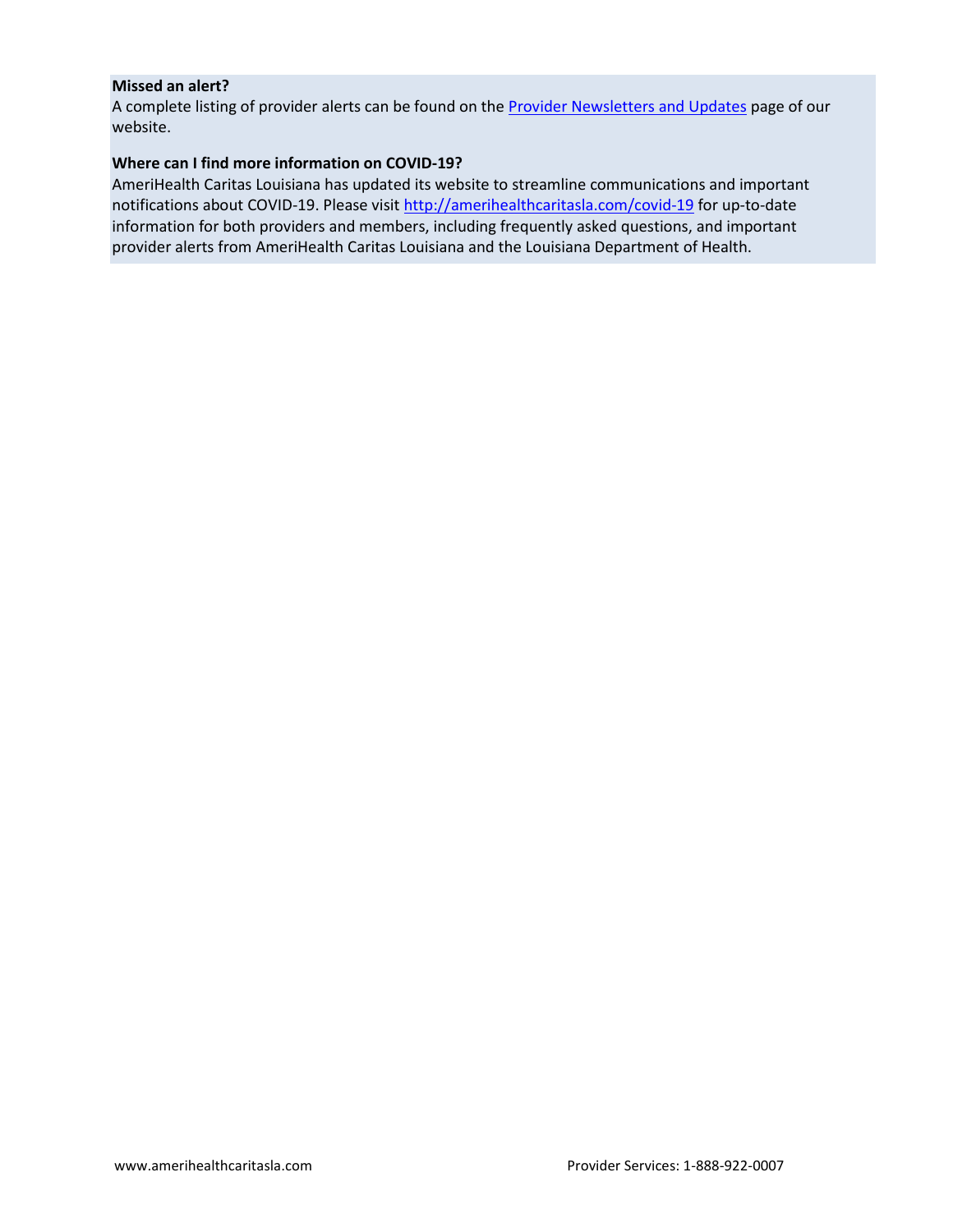**Missed an alert?**

A complete listing of provider alerts can be found on the Provider Newsletters and Updates page of our website.

**Where can I find more information on COVID-19?**

AmeriHealth Caritas Louisiana has updated its website to streamline communications and important notifications about COVID-19. Please visit http://amerihealthcaritasla.com/covid-19 for up-to-date information for both providers and members, including frequently asked questions, and important provider alerts from AmeriHealth Caritas Louisiana and the Louisiana Department of Health.